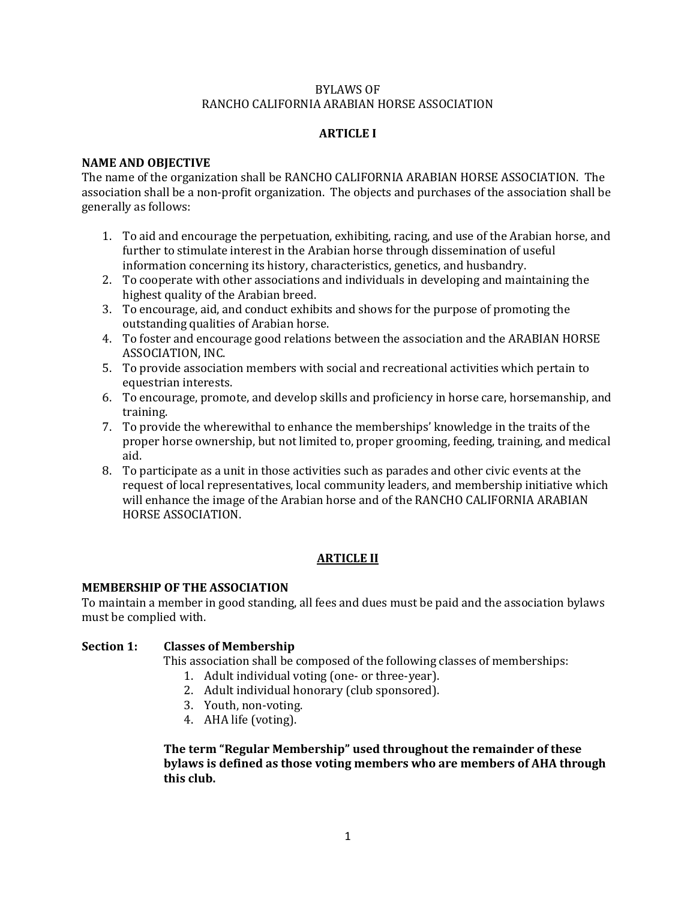# BYLAWS OF
# RANCHO CALIFORNIA ARABIAN HORSE ASSOCIATION

## ARTICLE I

### NAME AND OBJECTIVE

The name of the organization shall be RANCHO CALIFORNIA ARABIAN HORSE ASSOCIATION. The association shall be a non-profit organization. The objects and purchases of the association shall be generally as follows:

1. To aid and encourage the perpetuation, exhibiting, racing, and use of the Arabian horse, and further to stimulate interest in the Arabian horse through dissemination of useful information concerning its history, characteristics, genetics, and husbandry.
2. To cooperate with other associations and individuals in developing and maintaining the highest quality of the Arabian breed.
3. To encourage, aid, and conduct exhibits and shows for the purpose of promoting the outstanding qualities of Arabian horse.
4. To foster and encourage good relations between the association and the ARABIAN HORSE ASSOCIATION, INC.
5. To provide association members with social and recreational activities which pertain to equestrian interests.
6. To encourage, promote, and develop skills and proficiency in horse care, horsemanship, and training.
7. To provide the wherewithal to enhance the memberships' knowledge in the traits of the proper horse ownership, but not limited to, proper grooming, feeding, training, and medical aid.
8. To participate as a unit in those activities such as parades and other civic events at the request of local representatives, local community leaders, and membership initiative which will enhance the image of the Arabian horse and of the RANCHO CALIFORNIA ARABIAN HORSE ASSOCIATION.

## ARTICLE II

### MEMBERSHIP OF THE ASSOCIATION

To maintain a member in good standing, all fees and dues must be paid and the association bylaws must be complied with.

**Section 1: Classes of Membership**

This association shall be composed of the following classes of memberships:

1. Adult individual voting (one- or three-year).
2. Adult individual honorary (club sponsored).
3. Youth, non-voting.
4. AHA life (voting).

**The term "Regular Membership" used throughout the remainder of these bylaws is defined as those voting members who are members of AHA through this club.**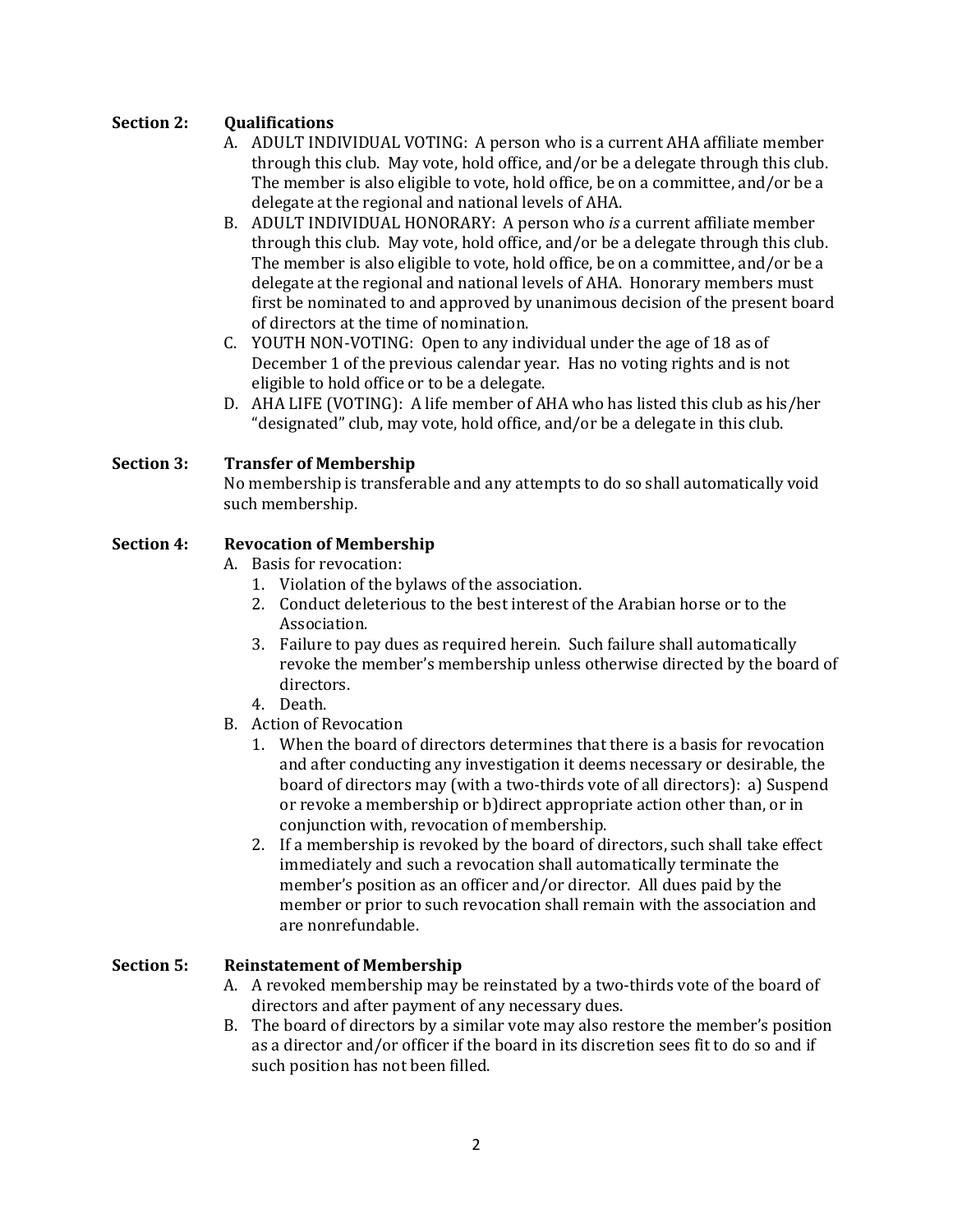**Section 2: Qualifications**

A. ADULT INDIVIDUAL VOTING: A person who is a current AHA affiliate member through this club. May vote, hold office, and/or be a delegate through this club. The member is also eligible to vote, hold office, be on a committee, and/or be a delegate at the regional and national levels of AHA.

B. ADULT INDIVIDUAL HONORARY: A person who *is* a current affiliate member through this club. May vote, hold office, and/or be a delegate through this club. The member is also eligible to vote, hold office, be on a committee, and/or be a delegate at the regional and national levels of AHA. Honorary members must first be nominated to and approved by unanimous decision of the present board of directors at the time of nomination.

C. YOUTH NON-VOTING: Open to any individual under the age of 18 as of December 1 of the previous calendar year. Has no voting rights and is not eligible to hold office or to be a delegate.

D. AHA LIFE (VOTING): A life member of AHA who has listed this club as his/her "designated" club, may vote, hold office, and/or be a delegate in this club.

**Section 3: Transfer of Membership**

No membership is transferable and any attempts to do so shall automatically void such membership.

**Section 4: Revocation of Membership**

A. Basis for revocation:
   1. Violation of the bylaws of the association.
   2. Conduct deleterious to the best interest of the Arabian horse or to the Association.
   3. Failure to pay dues as required herein. Such failure shall automatically revoke the member's membership unless otherwise directed by the board of directors.
   4. Death.

B. Action of Revocation
   1. When the board of directors determines that there is a basis for revocation and after conducting any investigation it deems necessary or desirable, the board of directors may (with a two-thirds vote of all directors): a) Suspend or revoke a membership or b)direct appropriate action other than, or in conjunction with, revocation of membership.
   2. If a membership is revoked by the board of directors, such shall take effect immediately and such a revocation shall automatically terminate the member's position as an officer and/or director. All dues paid by the member or prior to such revocation shall remain with the association and are nonrefundable.

**Section 5: Reinstatement of Membership**

A. A revoked membership may be reinstated by a two-thirds vote of the board of directors and after payment of any necessary dues.

B. The board of directors by a similar vote may also restore the member's position as a director and/or officer if the board in its discretion sees fit to do so and if such position has not been filled.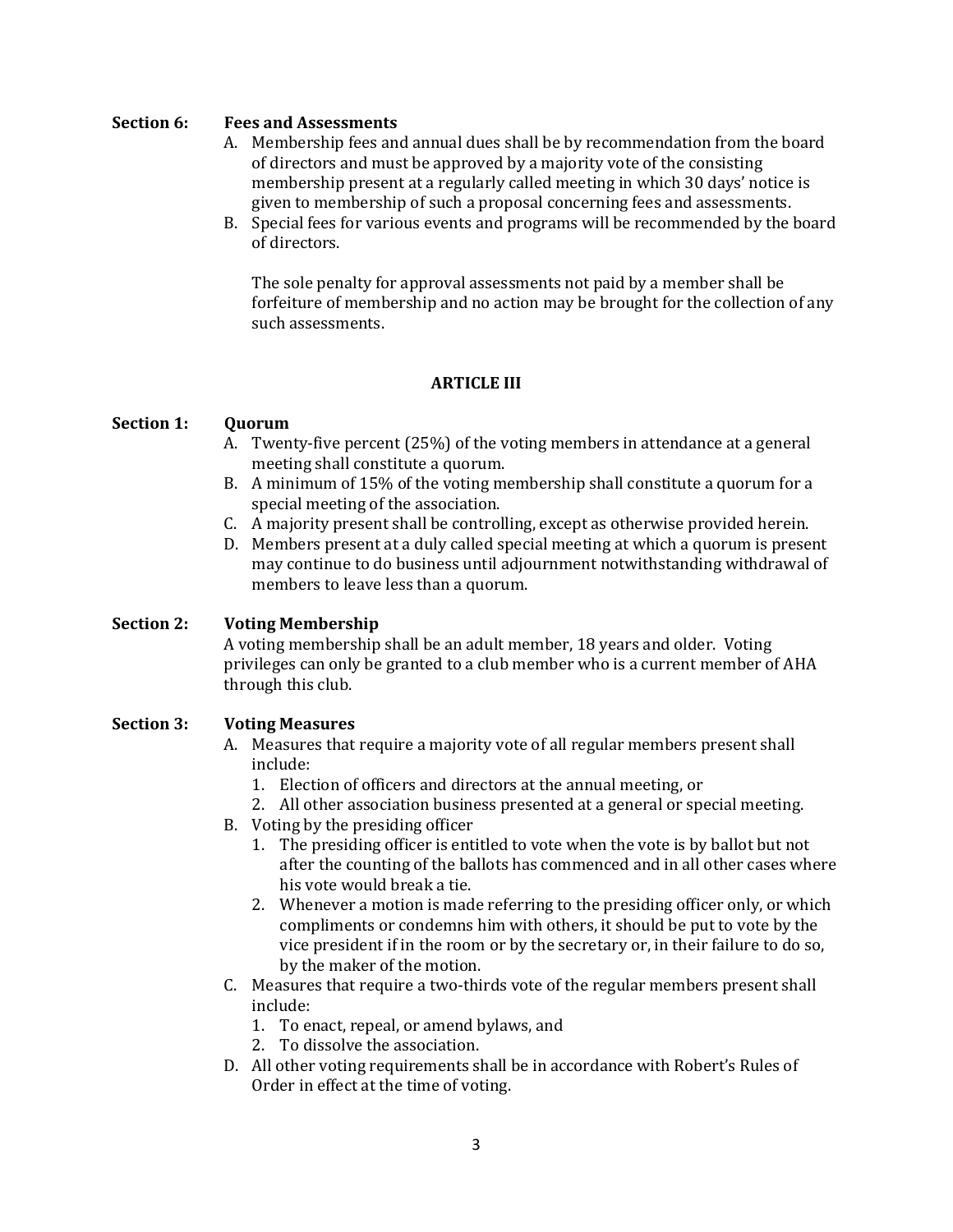**Section 6: Fees and Assessments**

A. Membership fees and annual dues shall be by recommendation from the board of directors and must be approved by a majority vote of the consisting membership present at a regularly called meeting in which 30 days' notice is given to membership of such a proposal concerning fees and assessments.
B. Special fees for various events and programs will be recommended by the board of directors.

   The sole penalty for approval assessments not paid by a member shall be forfeiture of membership and no action may be brought for the collection of any such assessments.

## ARTICLE III

**Section 1: Quorum**

A. Twenty-five percent (25%) of the voting members in attendance at a general meeting shall constitute a quorum.
B. A minimum of 15% of the voting membership shall constitute a quorum for a special meeting of the association.
C. A majority present shall be controlling, except as otherwise provided herein.
D. Members present at a duly called special meeting at which a quorum is present may continue to do business until adjournment notwithstanding withdrawal of members to leave less than a quorum.

**Section 2: Voting Membership**

A voting membership shall be an adult member, 18 years and older. Voting privileges can only be granted to a club member who is a current member of AHA through this club.

**Section 3: Voting Measures**

A. Measures that require a majority vote of all regular members present shall include:
   1. Election of officers and directors at the annual meeting, or
   2. All other association business presented at a general or special meeting.
B. Voting by the presiding officer
   1. The presiding officer is entitled to vote when the vote is by ballot but not after the counting of the ballots has commenced and in all other cases where his vote would break a tie.
   2. Whenever a motion is made referring to the presiding officer only, or which compliments or condemns him with others, it should be put to vote by the vice president if in the room or by the secretary or, in their failure to do so, by the maker of the motion.
C. Measures that require a two-thirds vote of the regular members present shall include:
   1. To enact, repeal, or amend bylaws, and
   2. To dissolve the association.
D. All other voting requirements shall be in accordance with Robert's Rules of Order in effect at the time of voting.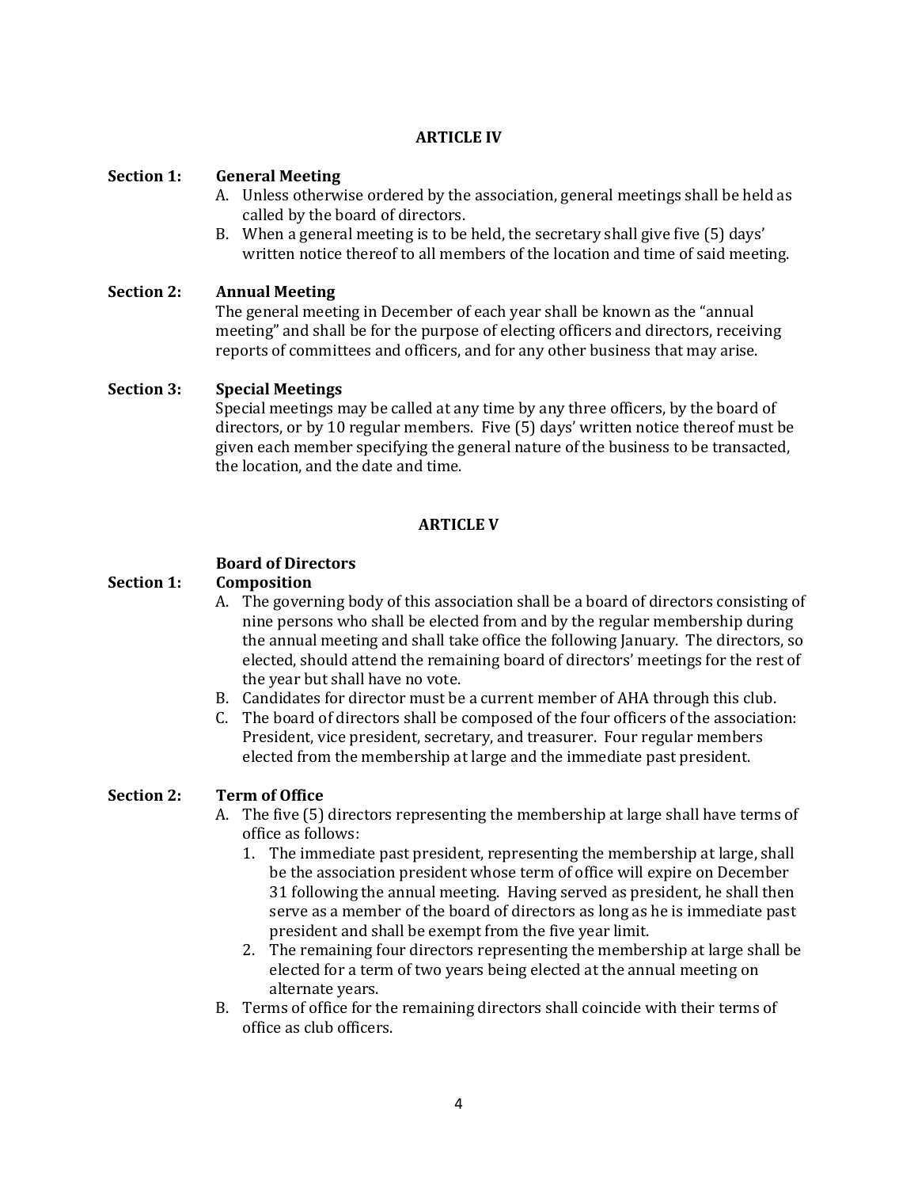## ARTICLE IV

**Section 1: General Meeting**

A. Unless otherwise ordered by the association, general meetings shall be held as called by the board of directors.
B. When a general meeting is to be held, the secretary shall give five (5) days' written notice thereof to all members of the location and time of said meeting.

**Section 2: Annual Meeting**

The general meeting in December of each year shall be known as the "annual meeting" and shall be for the purpose of electing officers and directors, receiving reports of committees and officers, and for any other business that may arise.

**Section 3: Special Meetings**

Special meetings may be called at any time by any three officers, by the board of directors, or by 10 regular members. Five (5) days' written notice thereof must be given each member specifying the general nature of the business to be transacted, the location, and the date and time.

## ARTICLE V

**Board of Directors**

**Section 1: Composition**

A. The governing body of this association shall be a board of directors consisting of nine persons who shall be elected from and by the regular membership during the annual meeting and shall take office the following January. The directors, so elected, should attend the remaining board of directors' meetings for the rest of the year but shall have no vote.
B. Candidates for director must be a current member of AHA through this club.
C. The board of directors shall be composed of the four officers of the association: President, vice president, secretary, and treasurer. Four regular members elected from the membership at large and the immediate past president.

**Section 2: Term of Office**

A. The five (5) directors representing the membership at large shall have terms of office as follows:
   1. The immediate past president, representing the membership at large, shall be the association president whose term of office will expire on December 31 following the annual meeting. Having served as president, he shall then serve as a member of the board of directors as long as he is immediate past president and shall be exempt from the five year limit.
   2. The remaining four directors representing the membership at large shall be elected for a term of two years being elected at the annual meeting on alternate years.
B. Terms of office for the remaining directors shall coincide with their terms of office as club officers.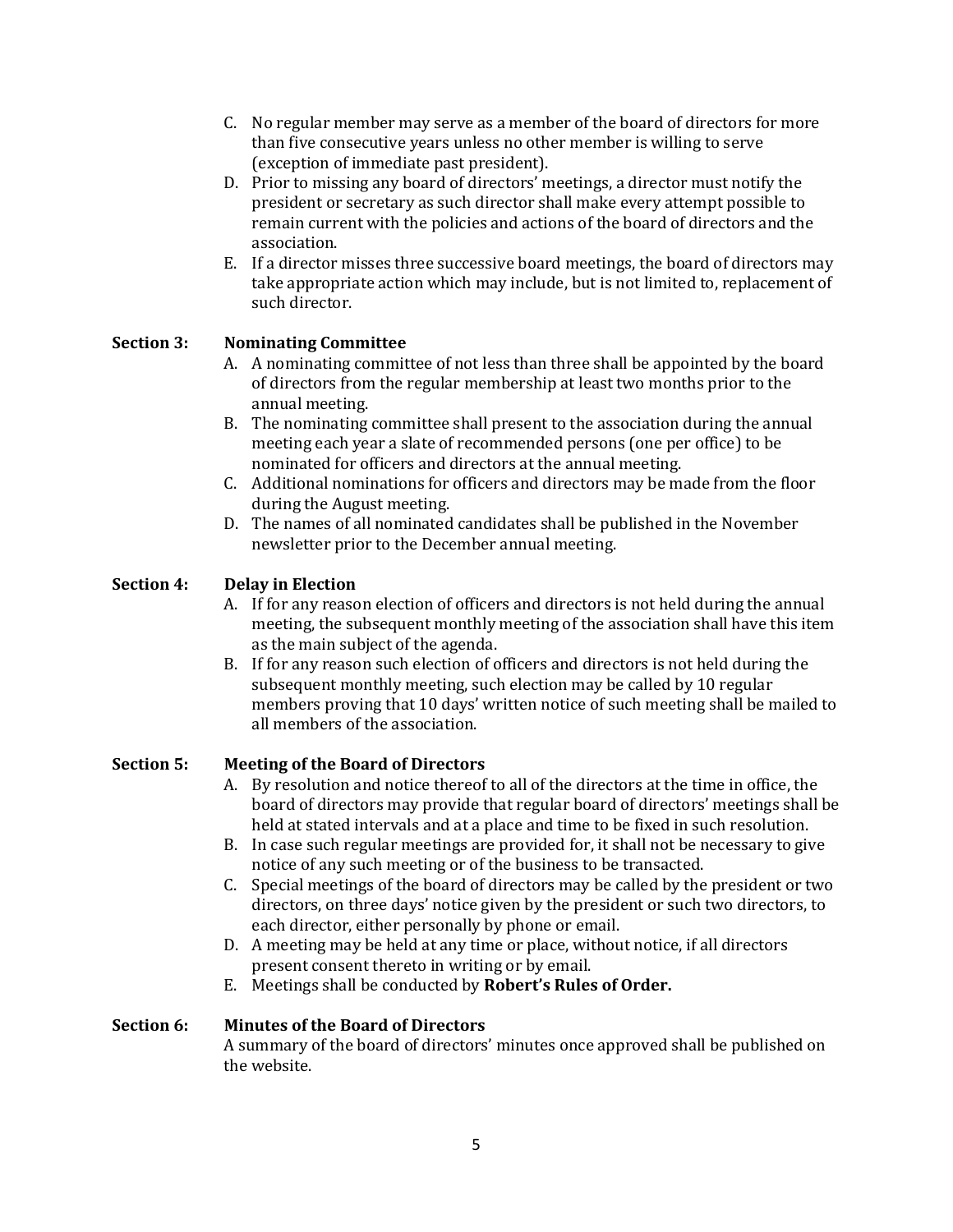C. No regular member may serve as a member of the board of directors for more than five consecutive years unless no other member is willing to serve (exception of immediate past president).

D. Prior to missing any board of directors' meetings, a director must notify the president or secretary as such director shall make every attempt possible to remain current with the policies and actions of the board of directors and the association.

E. If a director misses three successive board meetings, the board of directors may take appropriate action which may include, but is not limited to, replacement of such director.

### Section 3: Nominating Committee

A. A nominating committee of not less than three shall be appointed by the board of directors from the regular membership at least two months prior to the annual meeting.

B. The nominating committee shall present to the association during the annual meeting each year a slate of recommended persons (one per office) to be nominated for officers and directors at the annual meeting.

C. Additional nominations for officers and directors may be made from the floor during the August meeting.

D. The names of all nominated candidates shall be published in the November newsletter prior to the December annual meeting.

### Section 4: Delay in Election

A. If for any reason election of officers and directors is not held during the annual meeting, the subsequent monthly meeting of the association shall have this item as the main subject of the agenda.

B. If for any reason such election of officers and directors is not held during the subsequent monthly meeting, such election may be called by 10 regular members proving that 10 days' written notice of such meeting shall be mailed to all members of the association.

### Section 5: Meeting of the Board of Directors

A. By resolution and notice thereof to all of the directors at the time in office, the board of directors may provide that regular board of directors' meetings shall be held at stated intervals and at a place and time to be fixed in such resolution.

B. In case such regular meetings are provided for, it shall not be necessary to give notice of any such meeting or of the business to be transacted.

C. Special meetings of the board of directors may be called by the president or two directors, on three days' notice given by the president or such two directors, to each director, either personally by phone or email.

D. A meeting may be held at any time or place, without notice, if all directors present consent thereto in writing or by email.

E. Meetings shall be conducted by **Robert's Rules of Order.**

### Section 6: Minutes of the Board of Directors

A summary of the board of directors' minutes once approved shall be published on the website.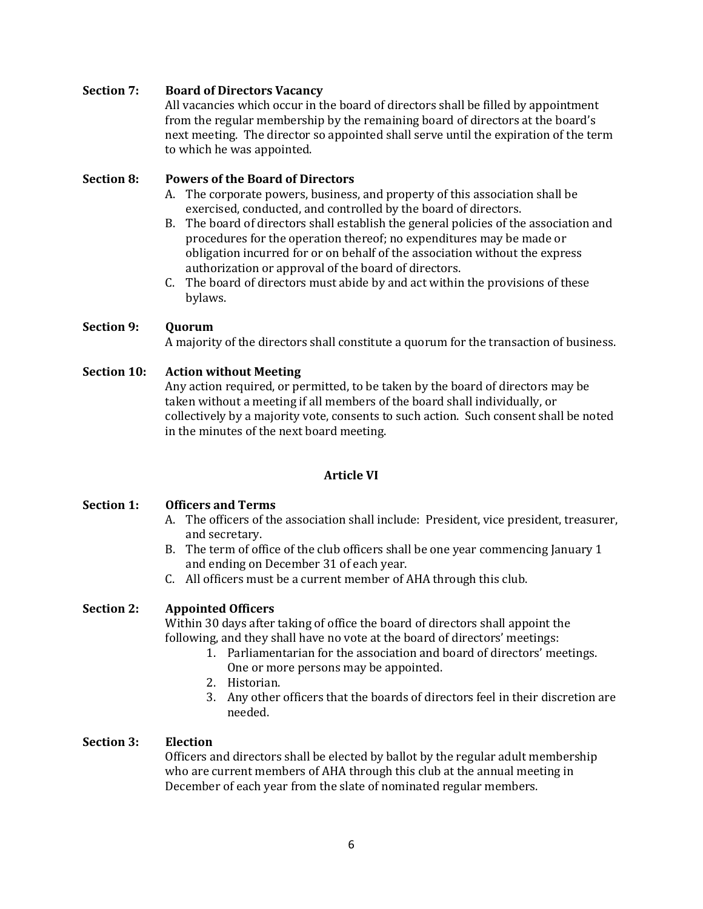**Section 7: Board of Directors Vacancy**

All vacancies which occur in the board of directors shall be filled by appointment from the regular membership by the remaining board of directors at the board's next meeting. The director so appointed shall serve until the expiration of the term to which he was appointed.

**Section 8: Powers of the Board of Directors**

A. The corporate powers, business, and property of this association shall be exercised, conducted, and controlled by the board of directors.
B. The board of directors shall establish the general policies of the association and procedures for the operation thereof; no expenditures may be made or obligation incurred for or on behalf of the association without the express authorization or approval of the board of directors.
C. The board of directors must abide by and act within the provisions of these bylaws.

**Section 9: Quorum**

A majority of the directors shall constitute a quorum for the transaction of business.

**Section 10: Action without Meeting**

Any action required, or permitted, to be taken by the board of directors may be taken without a meeting if all members of the board shall individually, or collectively by a majority vote, consents to such action. Such consent shall be noted in the minutes of the next board meeting.

## Article VI

**Section 1: Officers and Terms**

A. The officers of the association shall include: President, vice president, treasurer, and secretary.
B. The term of office of the club officers shall be one year commencing January 1 and ending on December 31 of each year.
C. All officers must be a current member of AHA through this club.

**Section 2: Appointed Officers**

Within 30 days after taking of office the board of directors shall appoint the following, and they shall have no vote at the board of directors' meetings:

1. Parliamentarian for the association and board of directors' meetings. One or more persons may be appointed.
2. Historian.
3. Any other officers that the boards of directors feel in their discretion are needed.

**Section 3: Election**

Officers and directors shall be elected by ballot by the regular adult membership who are current members of AHA through this club at the annual meeting in December of each year from the slate of nominated regular members.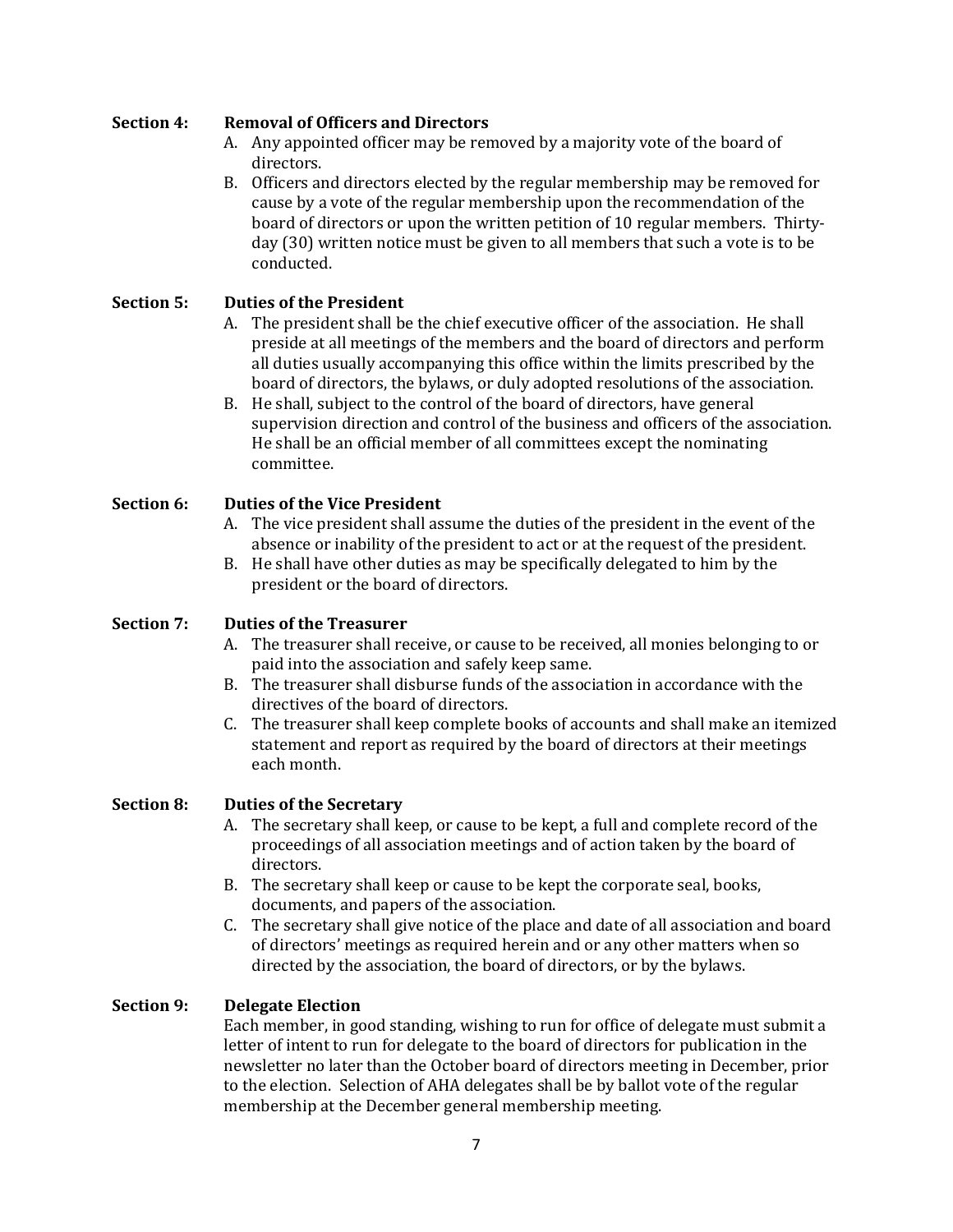**Section 4: Removal of Officers and Directors**

A. Any appointed officer may be removed by a majority vote of the board of directors.
B. Officers and directors elected by the regular membership may be removed for cause by a vote of the regular membership upon the recommendation of the board of directors or upon the written petition of 10 regular members. Thirty-day (30) written notice must be given to all members that such a vote is to be conducted.

**Section 5: Duties of the President**

A. The president shall be the chief executive officer of the association. He shall preside at all meetings of the members and the board of directors and perform all duties usually accompanying this office within the limits prescribed by the board of directors, the bylaws, or duly adopted resolutions of the association.
B. He shall, subject to the control of the board of directors, have general supervision direction and control of the business and officers of the association. He shall be an official member of all committees except the nominating committee.

**Section 6: Duties of the Vice President**

A. The vice president shall assume the duties of the president in the event of the absence or inability of the president to act or at the request of the president.
B. He shall have other duties as may be specifically delegated to him by the president or the board of directors.

**Section 7: Duties of the Treasurer**

A. The treasurer shall receive, or cause to be received, all monies belonging to or paid into the association and safely keep same.
B. The treasurer shall disburse funds of the association in accordance with the directives of the board of directors.
C. The treasurer shall keep complete books of accounts and shall make an itemized statement and report as required by the board of directors at their meetings each month.

**Section 8: Duties of the Secretary**

A. The secretary shall keep, or cause to be kept, a full and complete record of the proceedings of all association meetings and of action taken by the board of directors.
B. The secretary shall keep or cause to be kept the corporate seal, books, documents, and papers of the association.
C. The secretary shall give notice of the place and date of all association and board of directors' meetings as required herein and or any other matters when so directed by the association, the board of directors, or by the bylaws.

**Section 9: Delegate Election**

Each member, in good standing, wishing to run for office of delegate must submit a letter of intent to run for delegate to the board of directors for publication in the newsletter no later than the October board of directors meeting in December, prior to the election. Selection of AHA delegates shall be by ballot vote of the regular membership at the December general membership meeting.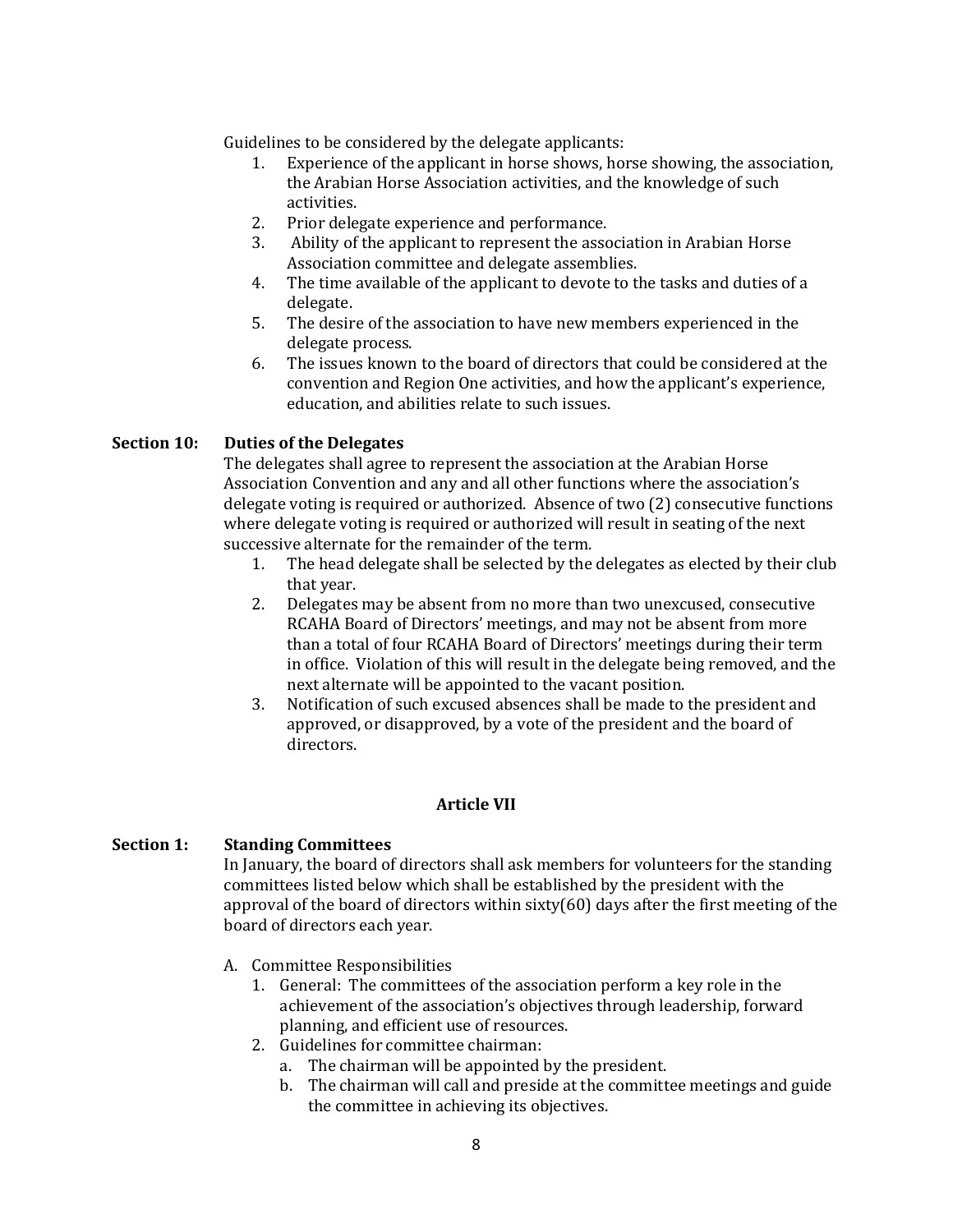Guidelines to be considered by the delegate applicants:

1. Experience of the applicant in horse shows, horse showing, the association, the Arabian Horse Association activities, and the knowledge of such activities.
2. Prior delegate experience and performance.
3. Ability of the applicant to represent the association in Arabian Horse Association committee and delegate assemblies.
4. The time available of the applicant to devote to the tasks and duties of a delegate.
5. The desire of the association to have new members experienced in the delegate process.
6. The issues known to the board of directors that could be considered at the convention and Region One activities, and how the applicant's experience, education, and abilities relate to such issues.

**Section 10: Duties of the Delegates**

The delegates shall agree to represent the association at the Arabian Horse Association Convention and any and all other functions where the association's delegate voting is required or authorized. Absence of two (2) consecutive functions where delegate voting is required or authorized will result in seating of the next successive alternate for the remainder of the term.

1. The head delegate shall be selected by the delegates as elected by their club that year.
2. Delegates may be absent from no more than two unexcused, consecutive RCAHA Board of Directors' meetings, and may not be absent from more than a total of four RCAHA Board of Directors' meetings during their term in office. Violation of this will result in the delegate being removed, and the next alternate will be appointed to the vacant position.
3. Notification of such excused absences shall be made to the president and approved, or disapproved, by a vote of the president and the board of directors.

## Article VII

**Section 1: Standing Committees**

In January, the board of directors shall ask members for volunteers for the standing committees listed below which shall be established by the president with the approval of the board of directors within sixty(60) days after the first meeting of the board of directors each year.

A. Committee Responsibilities
   1. General: The committees of the association perform a key role in the achievement of the association's objectives through leadership, forward planning, and efficient use of resources.
   2. Guidelines for committee chairman:
      a. The chairman will be appointed by the president.
      b. The chairman will call and preside at the committee meetings and guide the committee in achieving its objectives.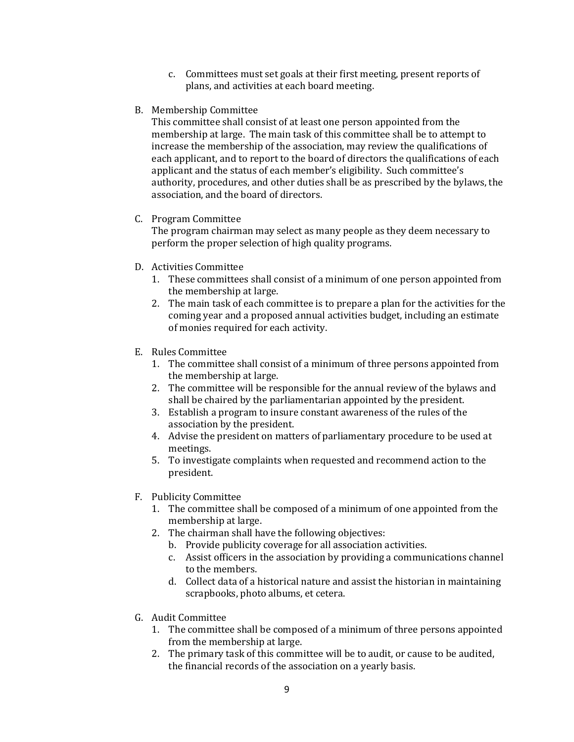c. Committees must set goals at their first meeting, present reports of plans, and activities at each board meeting.

B. Membership Committee

This committee shall consist of at least one person appointed from the membership at large. The main task of this committee shall be to attempt to increase the membership of the association, may review the qualifications of each applicant, and to report to the board of directors the qualifications of each applicant and the status of each member's eligibility. Such committee's authority, procedures, and other duties shall be as prescribed by the bylaws, the association, and the board of directors.

C. Program Committee

The program chairman may select as many people as they deem necessary to perform the proper selection of high quality programs.

D. Activities Committee

1. These committees shall consist of a minimum of one person appointed from the membership at large.
2. The main task of each committee is to prepare a plan for the activities for the coming year and a proposed annual activities budget, including an estimate of monies required for each activity.

E. Rules Committee

1. The committee shall consist of a minimum of three persons appointed from the membership at large.
2. The committee will be responsible for the annual review of the bylaws and shall be chaired by the parliamentarian appointed by the president.
3. Establish a program to insure constant awareness of the rules of the association by the president.
4. Advise the president on matters of parliamentary procedure to be used at meetings.
5. To investigate complaints when requested and recommend action to the president.

F. Publicity Committee

1. The committee shall be composed of a minimum of one appointed from the membership at large.
2. The chairman shall have the following objectives:
   b. Provide publicity coverage for all association activities.
   c. Assist officers in the association by providing a communications channel to the members.
   d. Collect data of a historical nature and assist the historian in maintaining scrapbooks, photo albums, et cetera.

G. Audit Committee

1. The committee shall be composed of a minimum of three persons appointed from the membership at large.
2. The primary task of this committee will be to audit, or cause to be audited, the financial records of the association on a yearly basis.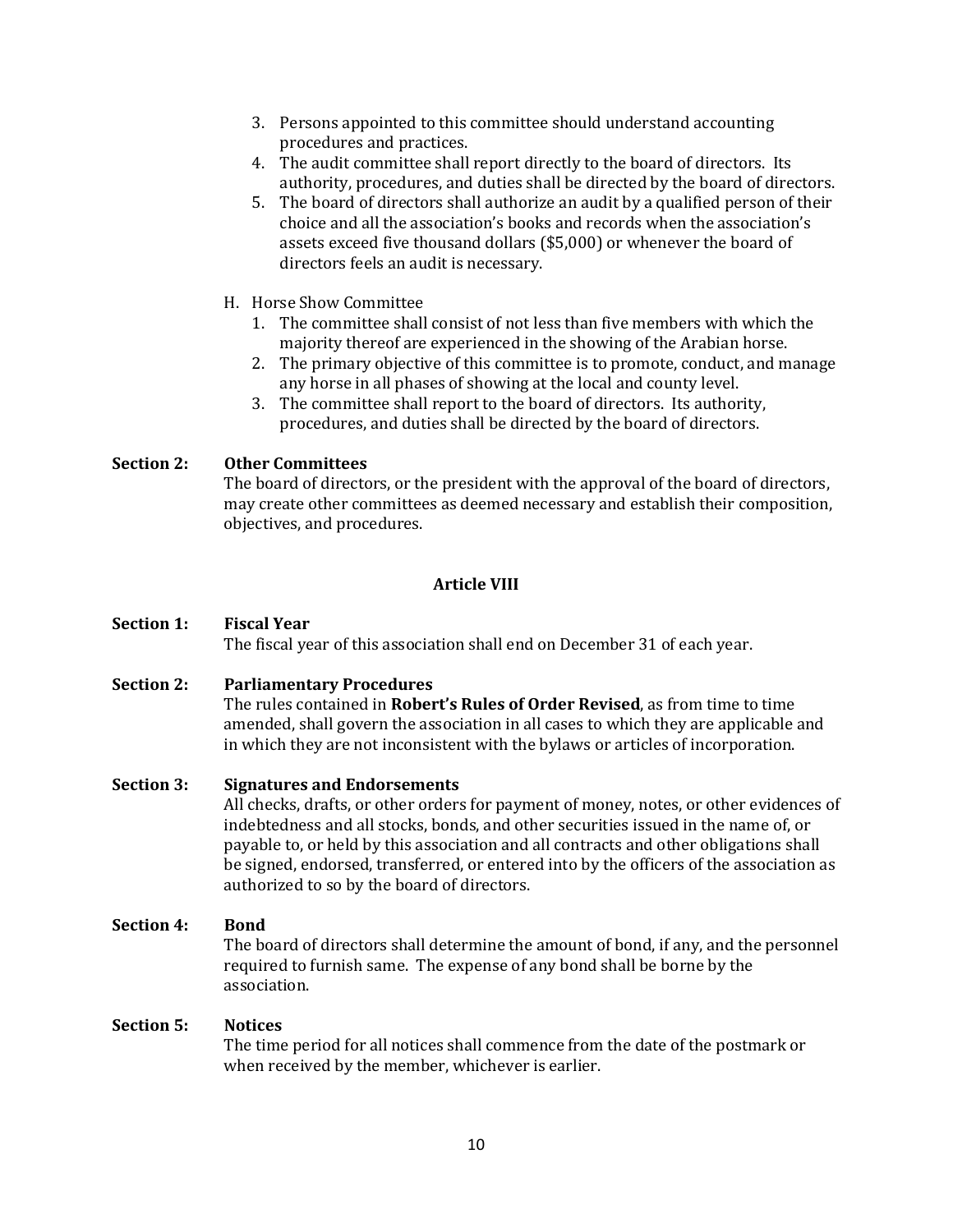3. Persons appointed to this committee should understand accounting procedures and practices.
4. The audit committee shall report directly to the board of directors. Its authority, procedures, and duties shall be directed by the board of directors.
5. The board of directors shall authorize an audit by a qualified person of their choice and all the association's books and records when the association's assets exceed five thousand dollars ($5,000) or whenever the board of directors feels an audit is necessary.

H. Horse Show Committee
   1. The committee shall consist of not less than five members with which the majority thereof are experienced in the showing of the Arabian horse.
   2. The primary objective of this committee is to promote, conduct, and manage any horse in all phases of showing at the local and county level.
   3. The committee shall report to the board of directors. Its authority, procedures, and duties shall be directed by the board of directors.

**Section 2: Other Committees**
The board of directors, or the president with the approval of the board of directors, may create other committees as deemed necessary and establish their composition, objectives, and procedures.

## Article VIII

**Section 1: Fiscal Year**
The fiscal year of this association shall end on December 31 of each year.

**Section 2: Parliamentary Procedures**
The rules contained in **Robert's Rules of Order Revised**, as from time to time amended, shall govern the association in all cases to which they are applicable and in which they are not inconsistent with the bylaws or articles of incorporation.

**Section 3: Signatures and Endorsements**
All checks, drafts, or other orders for payment of money, notes, or other evidences of indebtedness and all stocks, bonds, and other securities issued in the name of, or payable to, or held by this association and all contracts and other obligations shall be signed, endorsed, transferred, or entered into by the officers of the association as authorized to so by the board of directors.

**Section 4: Bond**
The board of directors shall determine the amount of bond, if any, and the personnel required to furnish same. The expense of any bond shall be borne by the association.

**Section 5: Notices**
The time period for all notices shall commence from the date of the postmark or when received by the member, whichever is earlier.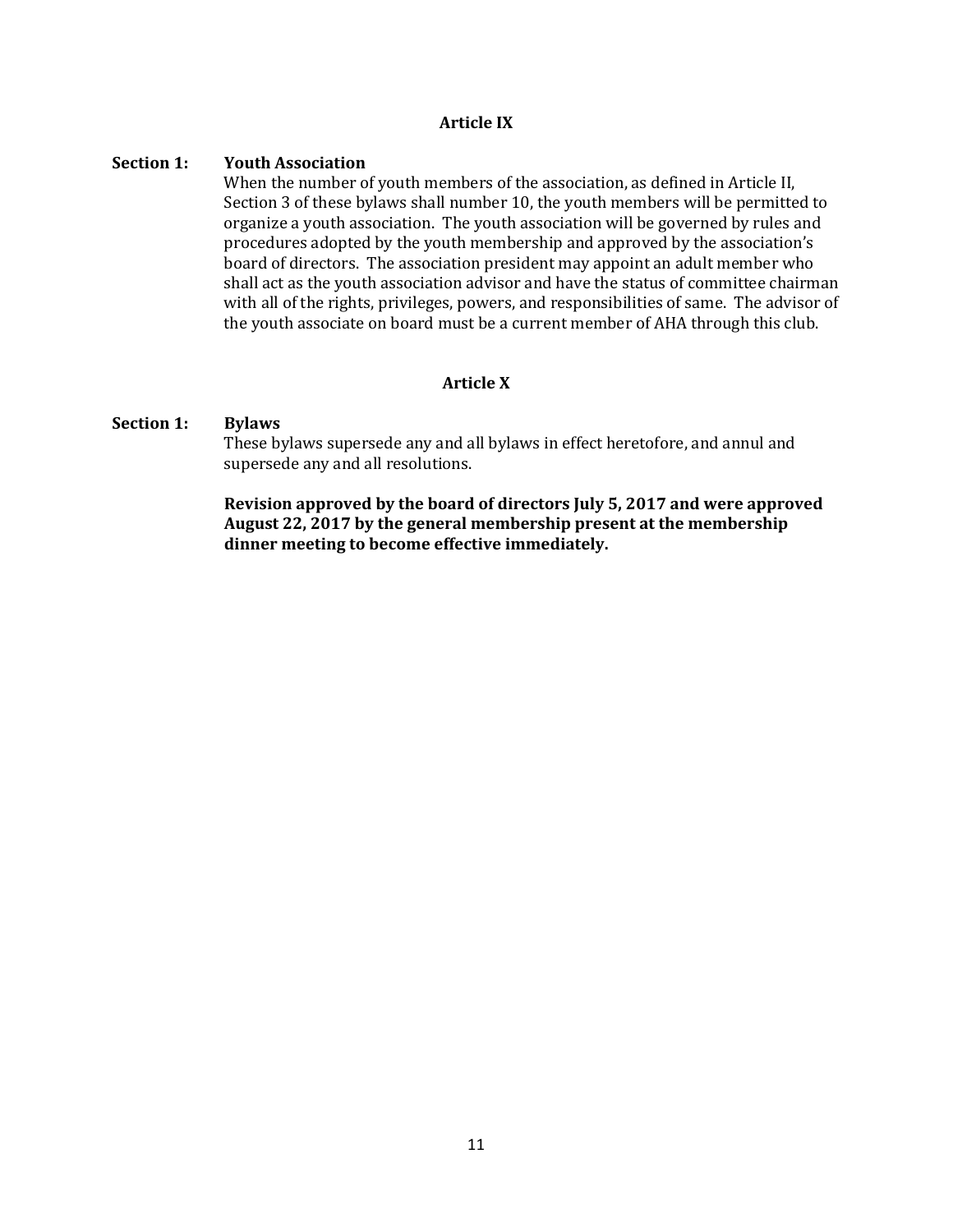## Article IX

**Section 1: Youth Association**

When the number of youth members of the association, as defined in Article II, Section 3 of these bylaws shall number 10, the youth members will be permitted to organize a youth association. The youth association will be governed by rules and procedures adopted by the youth membership and approved by the association's board of directors. The association president may appoint an adult member who shall act as the youth association advisor and have the status of committee chairman with all of the rights, privileges, powers, and responsibilities of same. The advisor of the youth associate on board must be a current member of AHA through this club.

## Article X

**Section 1: Bylaws**

These bylaws supersede any and all bylaws in effect heretofore, and annul and supersede any and all resolutions.

**Revision approved by the board of directors July 5, 2017 and were approved August 22, 2017 by the general membership present at the membership dinner meeting to become effective immediately.**